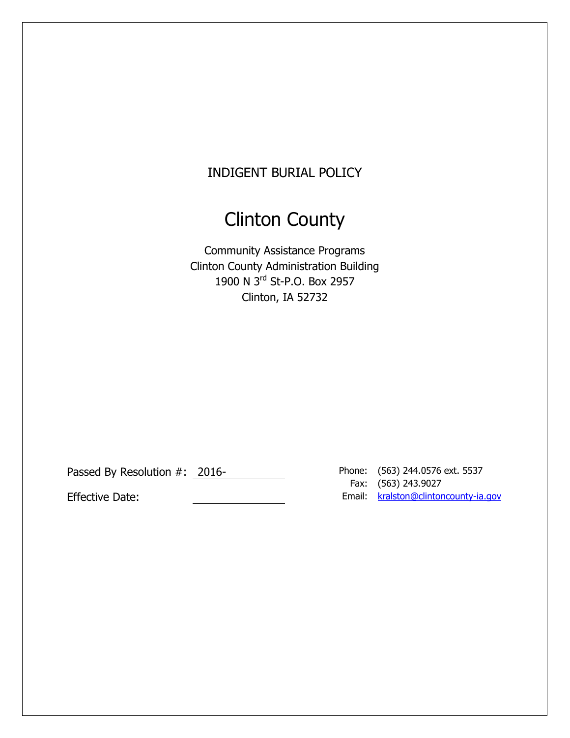# INDIGENT BURIAL POLICY

# Clinton County

Community Assistance Programs
Clinton County Administration Building
1900 N 3rd St-P.O. Box 2957
Clinton, IA 52732

Passed By Resolution #: 2016-

Effective Date:

Phone: (563) 244.0576 ext. 5537
Fax: (563) 243.9027
Email: kralston@clintoncounty-ia.gov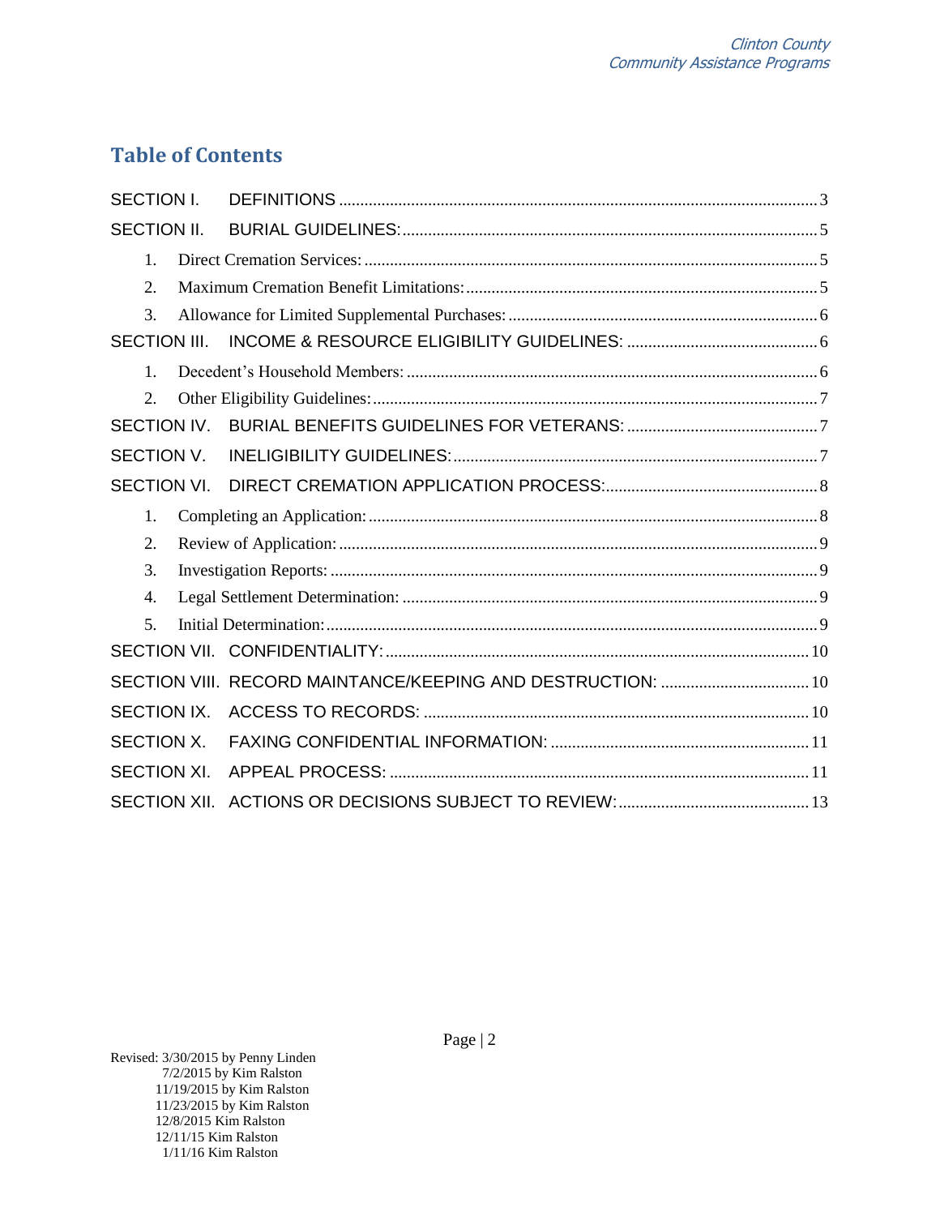## Table of Contents

SECTION I. DEFINITIONS ..... 3

SECTION II. BURIAL GUIDELINES: ..... 5

1. Direct Cremation Services: ..... 5
2. Maximum Cremation Benefit Limitations: ..... 5
3. Allowance for Limited Supplemental Purchases: ..... 6

SECTION III. INCOME & RESOURCE ELIGIBILITY GUIDELINES: ..... 6

1. Decedent's Household Members: ..... 6
2. Other Eligibility Guidelines: ..... 7

SECTION IV. BURIAL BENEFITS GUIDELINES FOR VETERANS: ..... 7

SECTION V. INELIGIBILITY GUIDELINES: ..... 7

SECTION VI. DIRECT CREMATION APPLICATION PROCESS: ..... 8

1. Completing an Application: ..... 8
2. Review of Application: ..... 9
3. Investigation Reports: ..... 9
4. Legal Settlement Determination: ..... 9
5. Initial Determination: ..... 9

SECTION VII. CONFIDENTIALITY: ..... 10

SECTION VIII. RECORD MAINTANCE/KEEPING AND DESTRUCTION: ..... 10

SECTION IX. ACCESS TO RECORDS: ..... 10

SECTION X. FAXING CONFIDENTIAL INFORMATION: ..... 11

SECTION XI. APPEAL PROCESS: ..... 11

SECTION XII. ACTIONS OR DECISIONS SUBJECT TO REVIEW: ..... 13

Revised: 3/30/2015 by Penny Linden
7/2/2015 by Kim Ralston
11/19/2015 by Kim Ralston
11/23/2015 by Kim Ralston
12/8/2015 Kim Ralston
12/11/15 Kim Ralston
1/11/16 Kim Ralston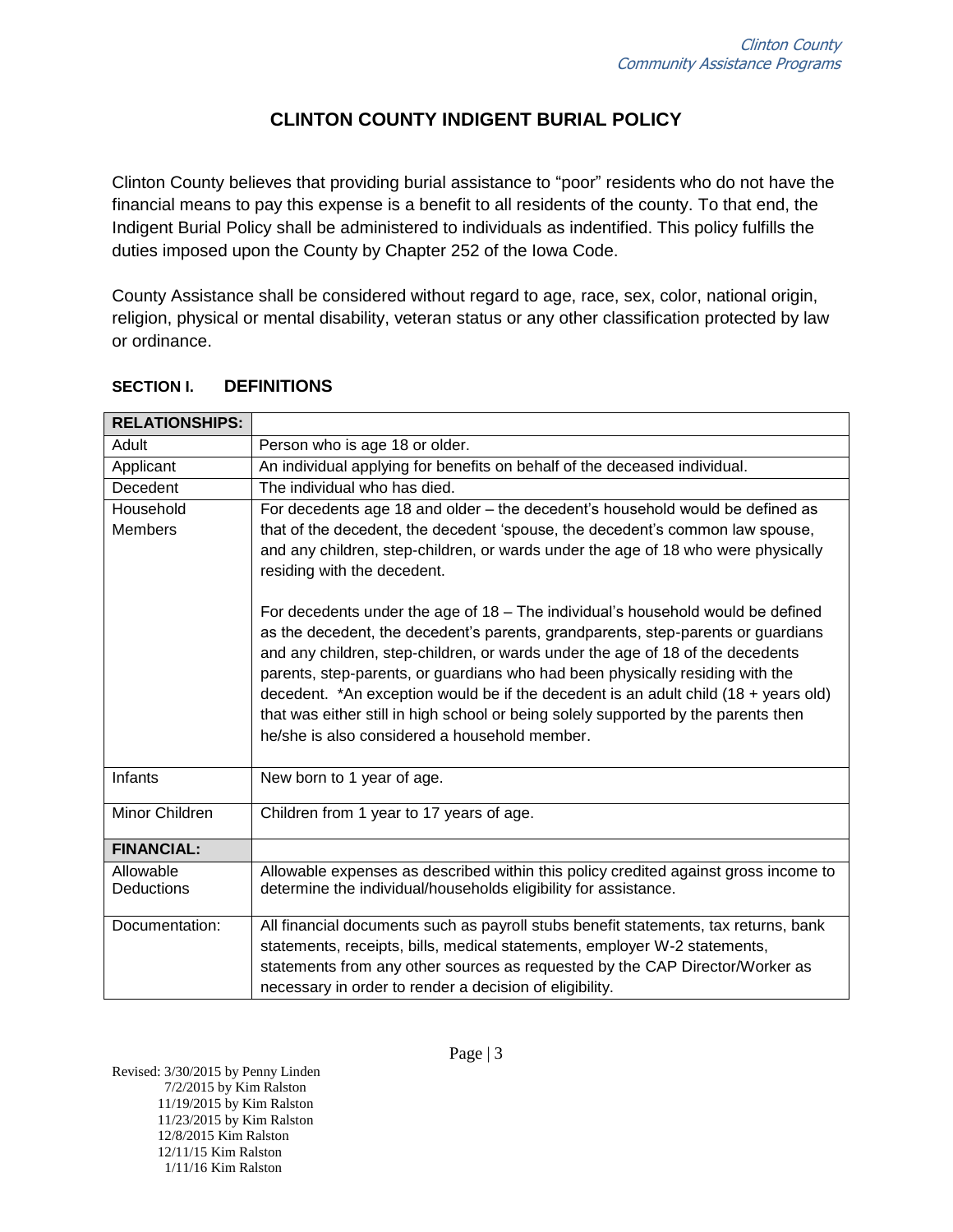# CLINTON COUNTY INDIGENT BURIAL POLICY

Clinton County believes that providing burial assistance to "poor" residents who do not have the financial means to pay this expense is a benefit to all residents of the county. To that end, the Indigent Burial Policy shall be administered to individuals as indentified. This policy fulfills the duties imposed upon the County by Chapter 252 of the Iowa Code.

County Assistance shall be considered without regard to age, race, sex, color, national origin, religion, physical or mental disability, veteran status or any other classification protected by law or ordinance.

## SECTION I. DEFINITIONS

| **RELATIONSHIPS:** | |
|---|---|
| Adult | Person who is age 18 or older. |
| Applicant | An individual applying for benefits on behalf of the deceased individual. |
| Decedent | The individual who has died. |
| Household Members | For decedents age 18 and older – the decedent's household would be defined as that of the decedent, the decedent 'spouse, the decedent's common law spouse, and any children, step-children, or wards under the age of 18 who were physically residing with the decedent.<br><br>For decedents under the age of 18 – The individual's household would be defined as the decedent, the decedent's parents, grandparents, step-parents or guardians and any children, step-children, or wards under the age of 18 of the decedents parents, step-parents, or guardians who had been physically residing with the decedent. *An exception would be if the decedent is an adult child (18 + years old) that was either still in high school or being solely supported by the parents then he/she is also considered a household member. |
| Infants | New born to 1 year of age. |
| Minor Children | Children from 1 year to 17 years of age. |
| **FINANCIAL:** | |
| Allowable Deductions | Allowable expenses as described within this policy credited against gross income to determine the individual/households eligibility for assistance. |
| Documentation: | All financial documents such as payroll stubs benefit statements, tax returns, bank statements, receipts, bills, medical statements, employer W-2 statements, statements from any other sources as requested by the CAP Director/Worker as necessary in order to render a decision of eligibility. |

Revised: 3/30/2015 by Penny Linden
7/2/2015 by Kim Ralston
11/19/2015 by Kim Ralston
11/23/2015 by Kim Ralston
12/8/2015 Kim Ralston
12/11/15 Kim Ralston
1/11/16 Kim Ralston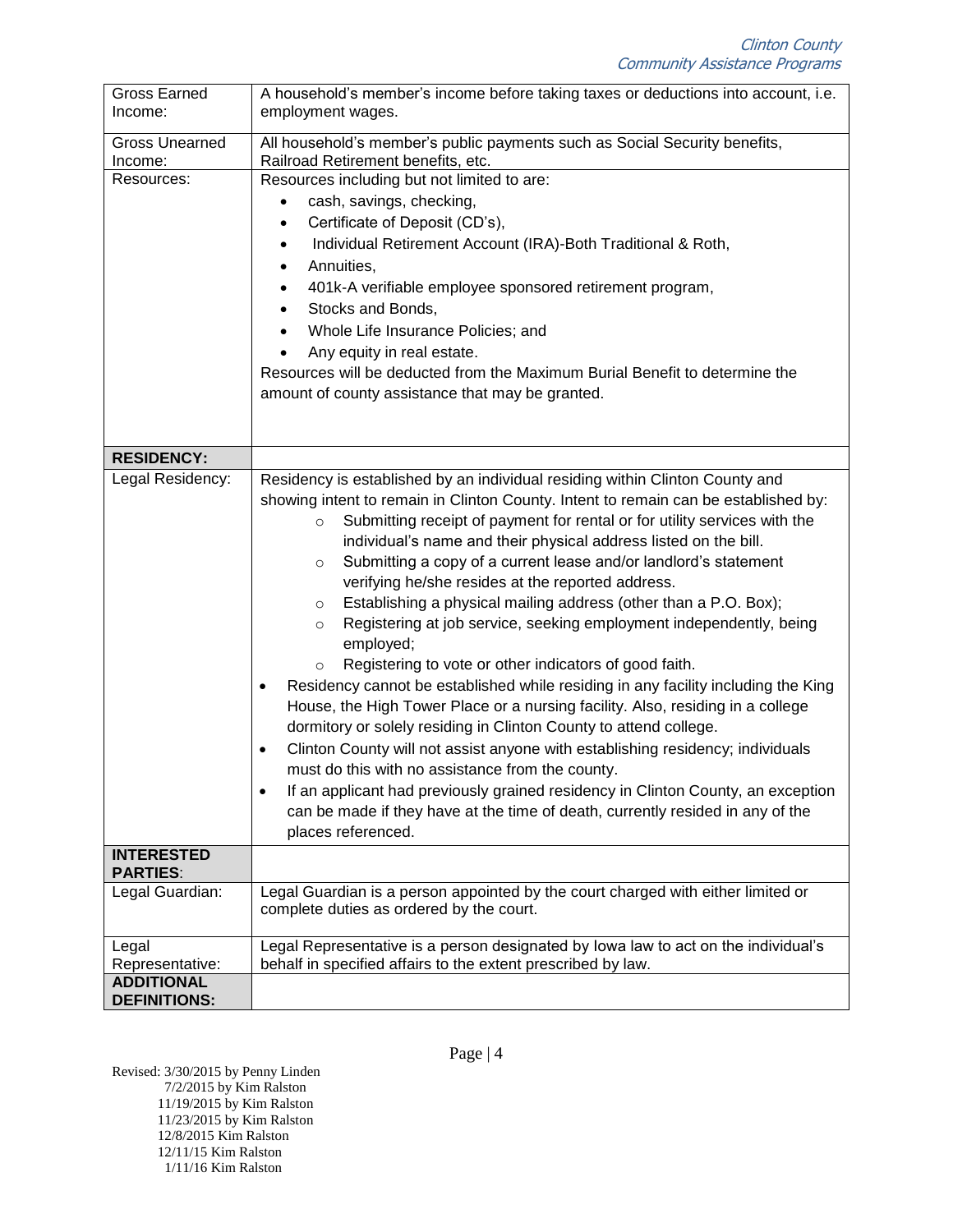| | |
|---|---|
| Gross Earned Income: | A household's member's income before taking taxes or deductions into account, i.e. employment wages. |
| Gross Unearned Income: | All household's member's public payments such as Social Security benefits, Railroad Retirement benefits, etc. |
| Resources: | Resources including but not limited to are:<br>• cash, savings, checking,<br>• Certificate of Deposit (CD's),<br>• Individual Retirement Account (IRA)-Both Traditional & Roth,<br>• Annuities,<br>• 401k-A verifiable employee sponsored retirement program,<br>• Stocks and Bonds,<br>• Whole Life Insurance Policies; and<br>• Any equity in real estate.<br>Resources will be deducted from the Maximum Burial Benefit to determine the amount of county assistance that may be granted. |
| **RESIDENCY:** | |
| Legal Residency: | Residency is established by an individual residing within Clinton County and showing intent to remain in Clinton County. Intent to remain can be established by:<br>○ Submitting receipt of payment for rental or for utility services with the individual's name and their physical address listed on the bill.<br>○ Submitting a copy of a current lease and/or landlord's statement verifying he/she resides at the reported address.<br>○ Establishing a physical mailing address (other than a P.O. Box);<br>○ Registering at job service, seeking employment independently, being employed;<br>○ Registering to vote or other indicators of good faith.<br>• Residency cannot be established while residing in any facility including the King House, the High Tower Place or a nursing facility. Also, residing in a college dormitory or solely residing in Clinton County to attend college.<br>• Clinton County will not assist anyone with establishing residency; individuals must do this with no assistance from the county.<br>• If an applicant had previously grained residency in Clinton County, an exception can be made if they have at the time of death, currently resided in any of the places referenced. |
| **INTERESTED PARTIES:** | |
| Legal Guardian: | Legal Guardian is a person appointed by the court charged with either limited or complete duties as ordered by the court. |
| Legal Representative: | Legal Representative is a person designated by Iowa law to act on the individual's behalf in specified affairs to the extent prescribed by law. |
| **ADDITIONAL DEFINITIONS:** | |

Revised: 3/30/2015 by Penny Linden
7/2/2015 by Kim Ralston
11/19/2015 by Kim Ralston
11/23/2015 by Kim Ralston
12/8/2015 Kim Ralston
12/11/15 Kim Ralston
1/11/16 Kim Ralston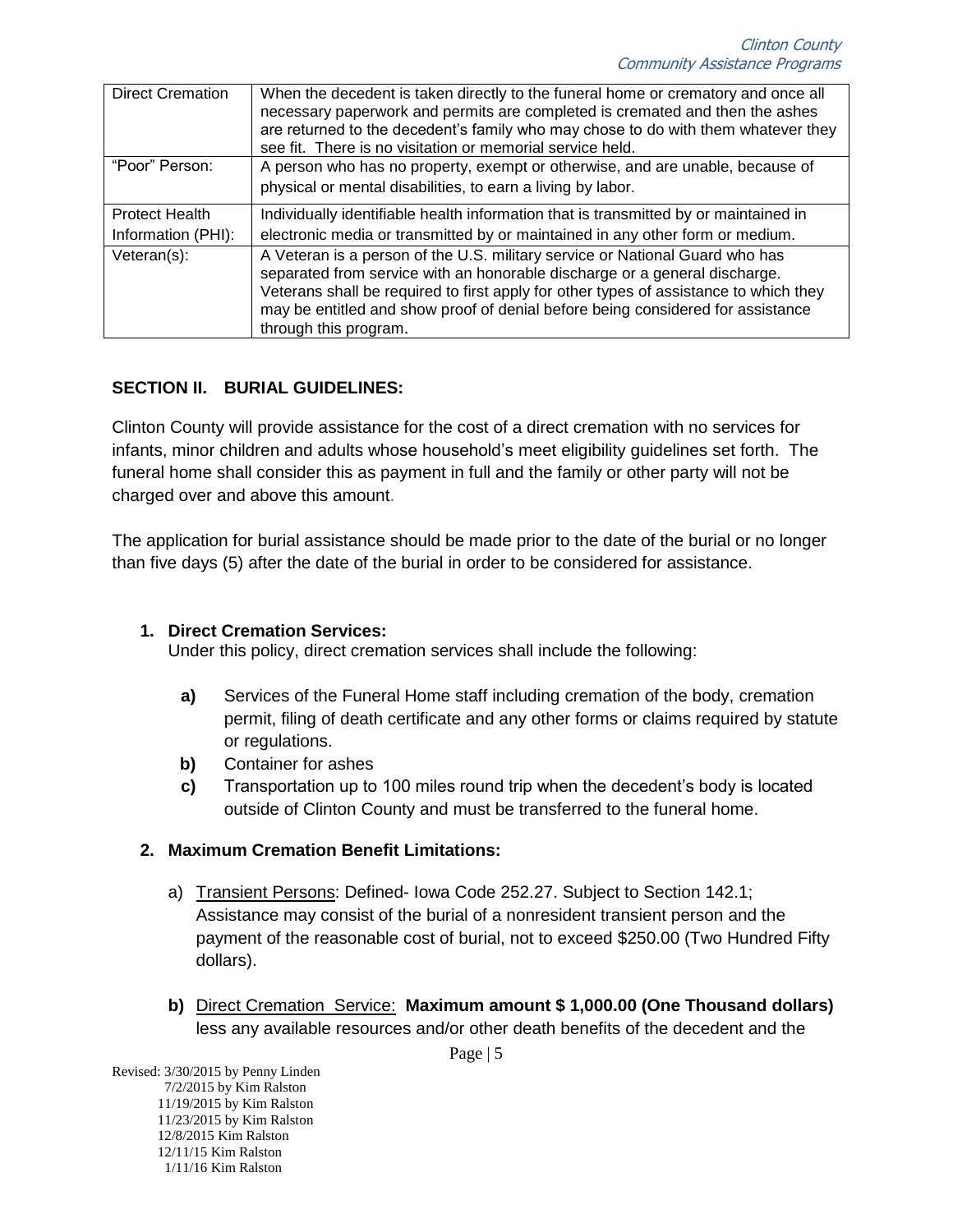| Direct Cremation | When the decedent is taken directly to the funeral home or crematory and once all necessary paperwork and permits are completed is cremated and then the ashes are returned to the decedent's family who may chose to do with them whatever they see fit. There is no visitation or memorial service held. |
|---|---|
| "Poor" Person: | A person who has no property, exempt or otherwise, and are unable, because of physical or mental disabilities, to earn a living by labor. |
| Protect Health Information (PHI): | Individually identifiable health information that is transmitted by or maintained in electronic media or transmitted by or maintained in any other form or medium. |
| Veteran(s): | A Veteran is a person of the U.S. military service or National Guard who has separated from service with an honorable discharge or a general discharge. Veterans shall be required to first apply for other types of assistance to which they may be entitled and show proof of denial before being considered for assistance through this program. |

## SECTION II. BURIAL GUIDELINES:

Clinton County will provide assistance for the cost of a direct cremation with no services for infants, minor children and adults whose household's meet eligibility guidelines set forth. The funeral home shall consider this as payment in full and the family or other party will not be charged over and above this amount.

The application for burial assistance should be made prior to the date of the burial or no longer than five days (5) after the date of the burial in order to be considered for assistance.

1. **Direct Cremation Services:**
   Under this policy, direct cremation services shall include the following:

   **a)** Services of the Funeral Home staff including cremation of the body, cremation permit, filing of death certificate and any other forms or claims required by statute or regulations.
   **b)** Container for ashes
   **c)** Transportation up to 100 miles round trip when the decedent's body is located outside of Clinton County and must be transferred to the funeral home.

2. **Maximum Cremation Benefit Limitations:**

   a) Transient Persons: Defined- Iowa Code 252.27. Subject to Section 142.1; Assistance may consist of the burial of a nonresident transient person and the payment of the reasonable cost of burial, not to exceed $250.00 (Two Hundred Fifty dollars).

   **b)** Direct Cremation Service: **Maximum amount $ 1,000.00 (One Thousand dollars)** less any available resources and/or other death benefits of the decedent and the

Revised: 3/30/2015 by Penny Linden
7/2/2015 by Kim Ralston
11/19/2015 by Kim Ralston
11/23/2015 by Kim Ralston
12/8/2015 Kim Ralston
12/11/15 Kim Ralston
1/11/16 Kim Ralston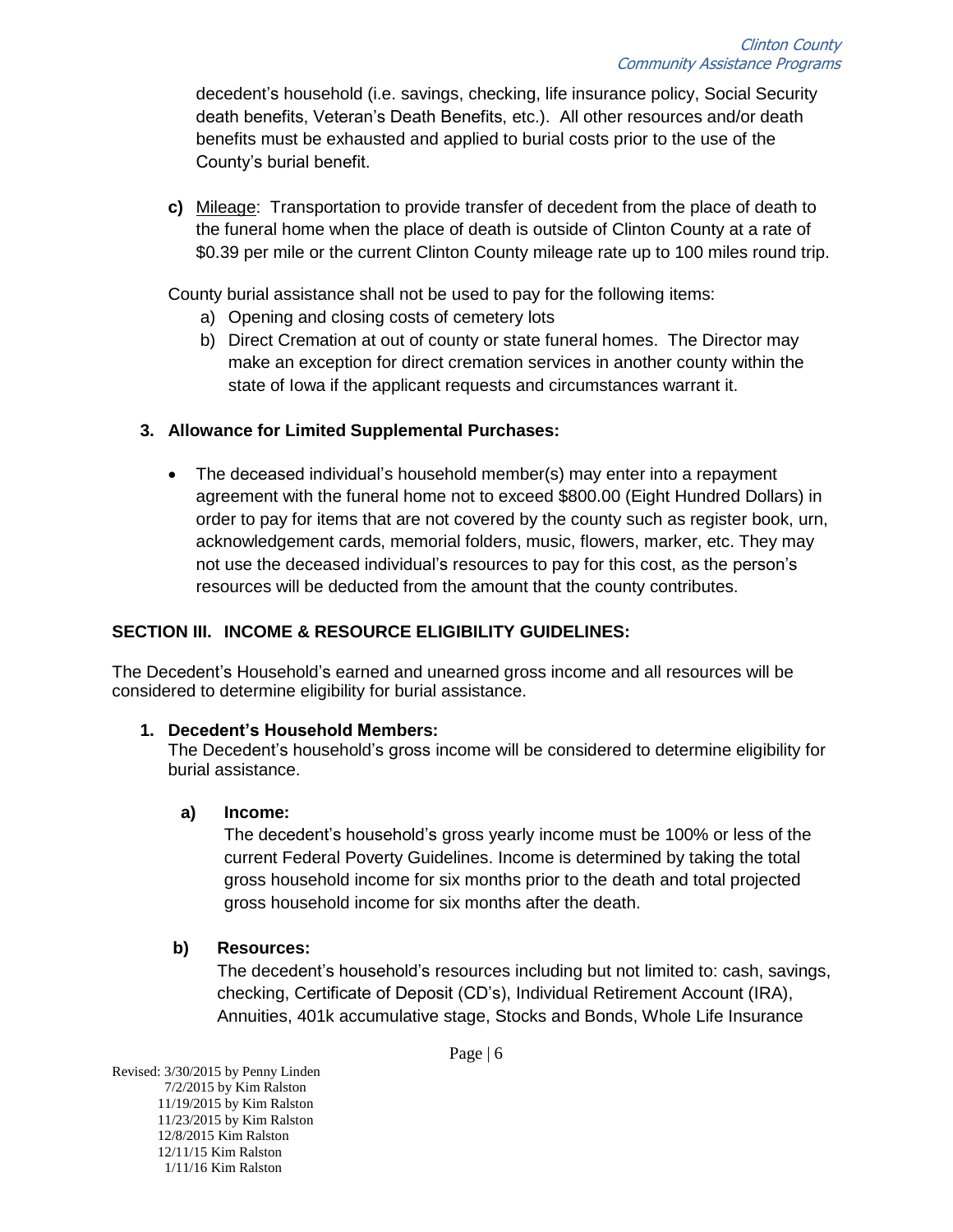decedent's household (i.e. savings, checking, life insurance policy, Social Security death benefits, Veteran's Death Benefits, etc.). All other resources and/or death benefits must be exhausted and applied to burial costs prior to the use of the County's burial benefit.

**c)** Mileage: Transportation to provide transfer of decedent from the place of death to the funeral home when the place of death is outside of Clinton County at a rate of \$0.39 per mile or the current Clinton County mileage rate up to 100 miles round trip.

County burial assistance shall not be used to pay for the following items:

a) Opening and closing costs of cemetery lots
b) Direct Cremation at out of county or state funeral homes. The Director may make an exception for direct cremation services in another county within the state of Iowa if the applicant requests and circumstances warrant it.

**3. Allowance for Limited Supplemental Purchases:**

- The deceased individual's household member(s) may enter into a repayment agreement with the funeral home not to exceed \$800.00 (Eight Hundred Dollars) in order to pay for items that are not covered by the county such as register book, urn, acknowledgement cards, memorial folders, music, flowers, marker, etc. They may not use the deceased individual's resources to pay for this cost, as the person's resources will be deducted from the amount that the county contributes.

## SECTION III. INCOME & RESOURCE ELIGIBILITY GUIDELINES:

The Decedent's Household's earned and unearned gross income and all resources will be considered to determine eligibility for burial assistance.

**1. Decedent's Household Members:**
The Decedent's household's gross income will be considered to determine eligibility for burial assistance.

**a) Income:**
The decedent's household's gross yearly income must be 100% or less of the current Federal Poverty Guidelines. Income is determined by taking the total gross household income for six months prior to the death and total projected gross household income for six months after the death.

**b) Resources:**
The decedent's household's resources including but not limited to: cash, savings, checking, Certificate of Deposit (CD's), Individual Retirement Account (IRA), Annuities, 401k accumulative stage, Stocks and Bonds, Whole Life Insurance

Revised: 3/30/2015 by Penny Linden
7/2/2015 by Kim Ralston
11/19/2015 by Kim Ralston
11/23/2015 by Kim Ralston
12/8/2015 Kim Ralston
12/11/15 Kim Ralston
1/11/16 Kim Ralston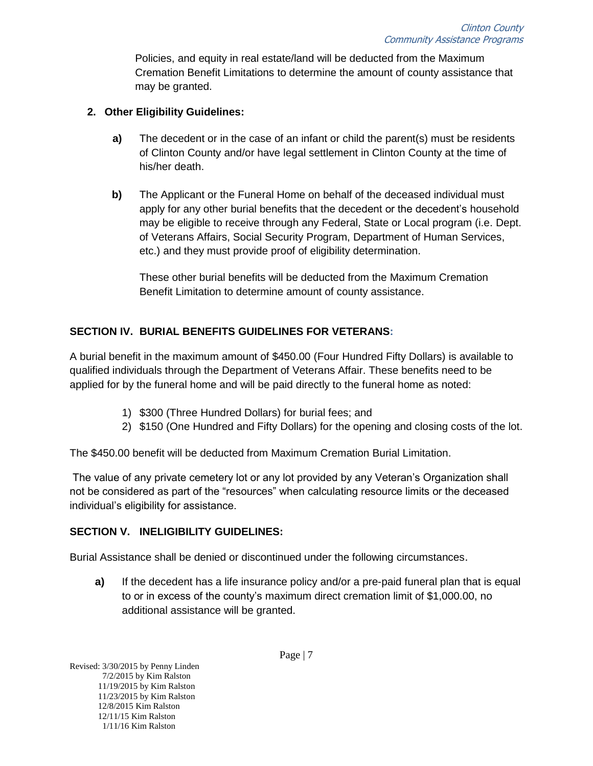Policies, and equity in real estate/land will be deducted from the Maximum Cremation Benefit Limitations to determine the amount of county assistance that may be granted.

**2. Other Eligibility Guidelines:**

**a)** The decedent or in the case of an infant or child the parent(s) must be residents of Clinton County and/or have legal settlement in Clinton County at the time of his/her death.

**b)** The Applicant or the Funeral Home on behalf of the deceased individual must apply for any other burial benefits that the decedent or the decedent's household may be eligible to receive through any Federal, State or Local program (i.e. Dept. of Veterans Affairs, Social Security Program, Department of Human Services, etc.) and they must provide proof of eligibility determination.

These other burial benefits will be deducted from the Maximum Cremation Benefit Limitation to determine amount of county assistance.

## SECTION IV. BURIAL BENEFITS GUIDELINES FOR VETERANS:

A burial benefit in the maximum amount of $450.00 (Four Hundred Fifty Dollars) is available to qualified individuals through the Department of Veterans Affair. These benefits need to be applied for by the funeral home and will be paid directly to the funeral home as noted:

1) $300 (Three Hundred Dollars) for burial fees; and
2) $150 (One Hundred and Fifty Dollars) for the opening and closing costs of the lot.

The $450.00 benefit will be deducted from Maximum Cremation Burial Limitation.

The value of any private cemetery lot or any lot provided by any Veteran's Organization shall not be considered as part of the "resources" when calculating resource limits or the deceased individual's eligibility for assistance.

## SECTION V. INELIGIBILITY GUIDELINES:

Burial Assistance shall be denied or discontinued under the following circumstances.

**a)** If the decedent has a life insurance policy and/or a pre-paid funeral plan that is equal to or in excess of the county's maximum direct cremation limit of $1,000.00, no additional assistance will be granted.

Revised: 3/30/2015 by Penny Linden
7/2/2015 by Kim Ralston
11/19/2015 by Kim Ralston
11/23/2015 by Kim Ralston
12/8/2015 Kim Ralston
12/11/15 Kim Ralston
1/11/16 Kim Ralston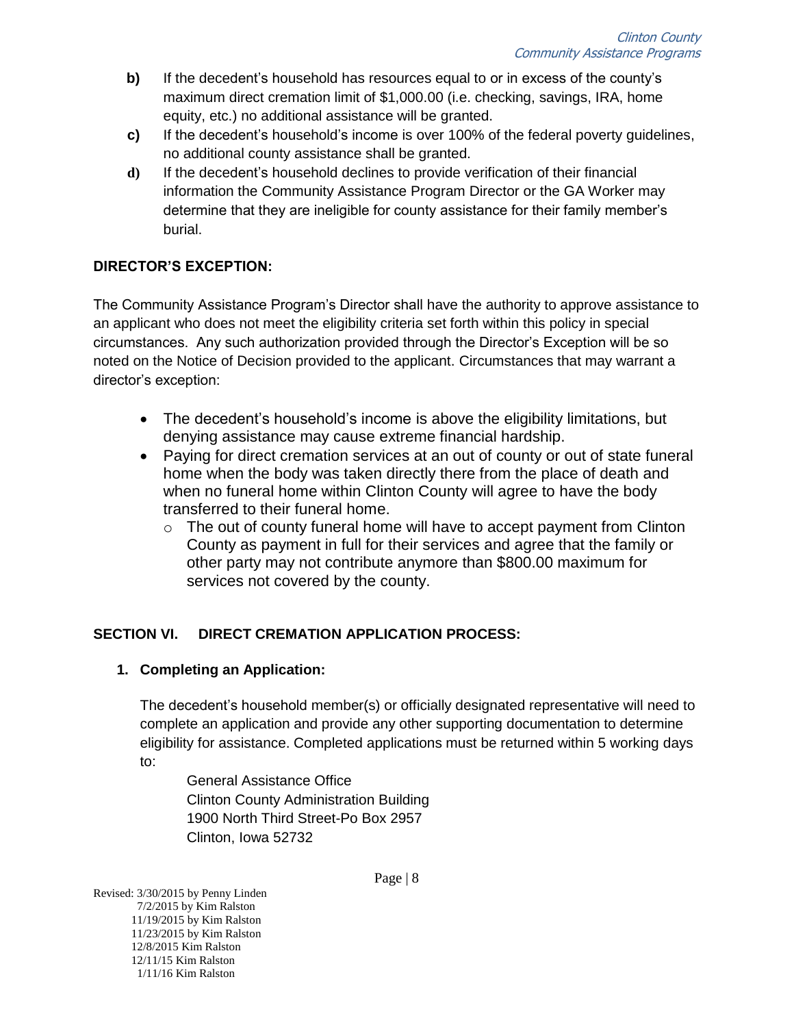**b)** If the decedent's household has resources equal to or in excess of the county's maximum direct cremation limit of $1,000.00 (i.e. checking, savings, IRA, home equity, etc.) no additional assistance will be granted.

**c)** If the decedent's household's income is over 100% of the federal poverty guidelines, no additional county assistance shall be granted.

**d)** If the decedent's household declines to provide verification of their financial information the Community Assistance Program Director or the GA Worker may determine that they are ineligible for county assistance for their family member's burial.

**DIRECTOR'S EXCEPTION:**

The Community Assistance Program's Director shall have the authority to approve assistance to an applicant who does not meet the eligibility criteria set forth within this policy in special circumstances. Any such authorization provided through the Director's Exception will be so noted on the Notice of Decision provided to the applicant. Circumstances that may warrant a director's exception:

- The decedent's household's income is above the eligibility limitations, but denying assistance may cause extreme financial hardship.
- Paying for direct cremation services at an out of county or out of state funeral home when the body was taken directly there from the place of death and when no funeral home within Clinton County will agree to have the body transferred to their funeral home.
  - The out of county funeral home will have to accept payment from Clinton County as payment in full for their services and agree that the family or other party may not contribute anymore than $800.00 maximum for services not covered by the county.

## SECTION VI. DIRECT CREMATION APPLICATION PROCESS:

### 1. Completing an Application:

The decedent's household member(s) or officially designated representative will need to complete an application and provide any other supporting documentation to determine eligibility for assistance. Completed applications must be returned within 5 working days to:

General Assistance Office
Clinton County Administration Building
1900 North Third Street-Po Box 2957
Clinton, Iowa 52732

Revised: 3/30/2015 by Penny Linden
7/2/2015 by Kim Ralston
11/19/2015 by Kim Ralston
11/23/2015 by Kim Ralston
12/8/2015 Kim Ralston
12/11/15 Kim Ralston
1/11/16 Kim Ralston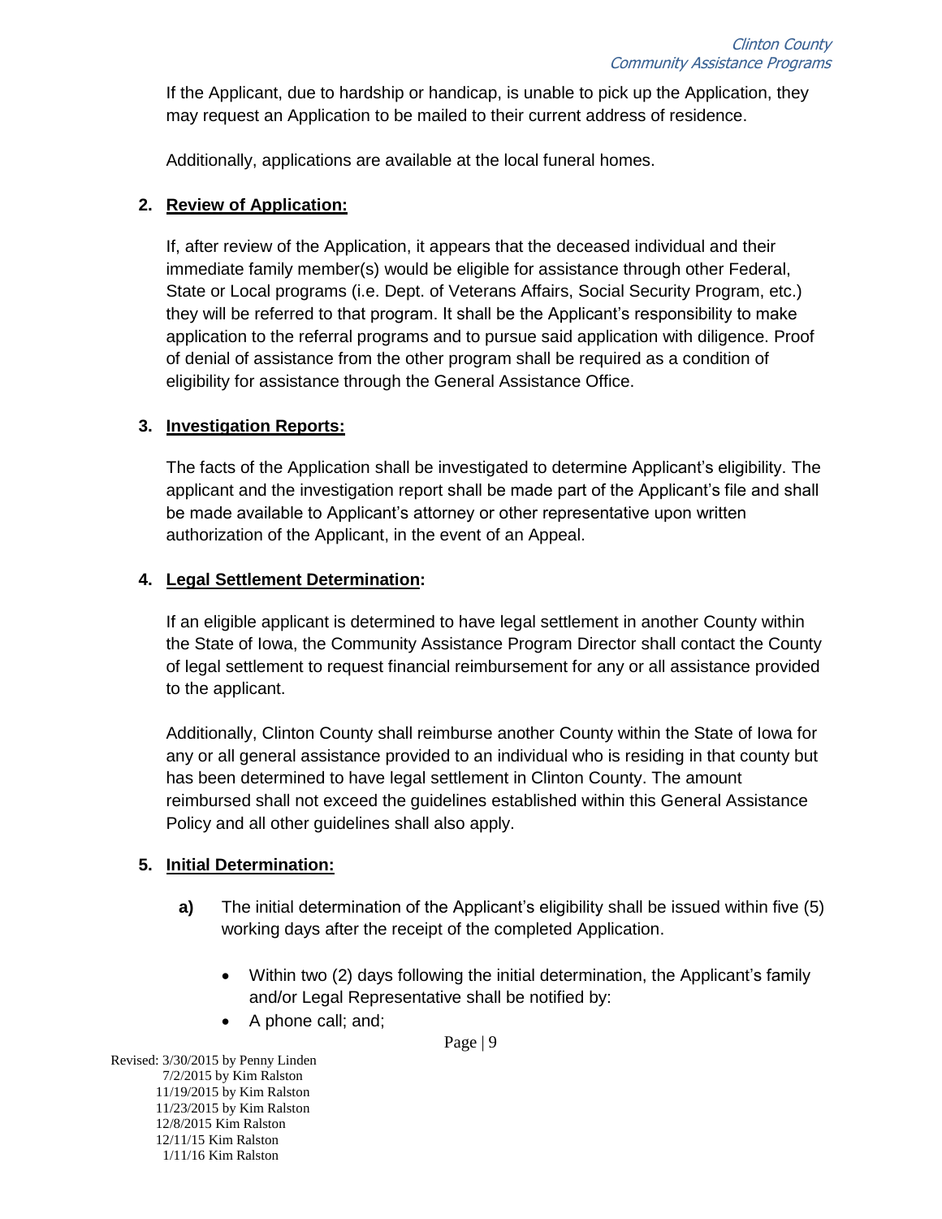If the Applicant, due to hardship or handicap, is unable to pick up the Application, they may request an Application to be mailed to their current address of residence.

Additionally, applications are available at the local funeral homes.

**2. Review of Application:**

If, after review of the Application, it appears that the deceased individual and their immediate family member(s) would be eligible for assistance through other Federal, State or Local programs (i.e. Dept. of Veterans Affairs, Social Security Program, etc.) they will be referred to that program. It shall be the Applicant's responsibility to make application to the referral programs and to pursue said application with diligence. Proof of denial of assistance from the other program shall be required as a condition of eligibility for assistance through the General Assistance Office.

**3. Investigation Reports:**

The facts of the Application shall be investigated to determine Applicant's eligibility. The applicant and the investigation report shall be made part of the Applicant's file and shall be made available to Applicant's attorney or other representative upon written authorization of the Applicant, in the event of an Appeal.

**4. Legal Settlement Determination:**

If an eligible applicant is determined to have legal settlement in another County within the State of Iowa, the Community Assistance Program Director shall contact the County of legal settlement to request financial reimbursement for any or all assistance provided to the applicant.

Additionally, Clinton County shall reimburse another County within the State of Iowa for any or all general assistance provided to an individual who is residing in that county but has been determined to have legal settlement in Clinton County. The amount reimbursed shall not exceed the guidelines established within this General Assistance Policy and all other guidelines shall also apply.

**5. Initial Determination:**

**a)** The initial determination of the Applicant's eligibility shall be issued within five (5) working days after the receipt of the completed Application.

- Within two (2) days following the initial determination, the Applicant's family and/or Legal Representative shall be notified by:
- A phone call; and;

Revised: 3/30/2015 by Penny Linden
7/2/2015 by Kim Ralston
11/19/2015 by Kim Ralston
11/23/2015 by Kim Ralston
12/8/2015 Kim Ralston
12/11/15 Kim Ralston
1/11/16 Kim Ralston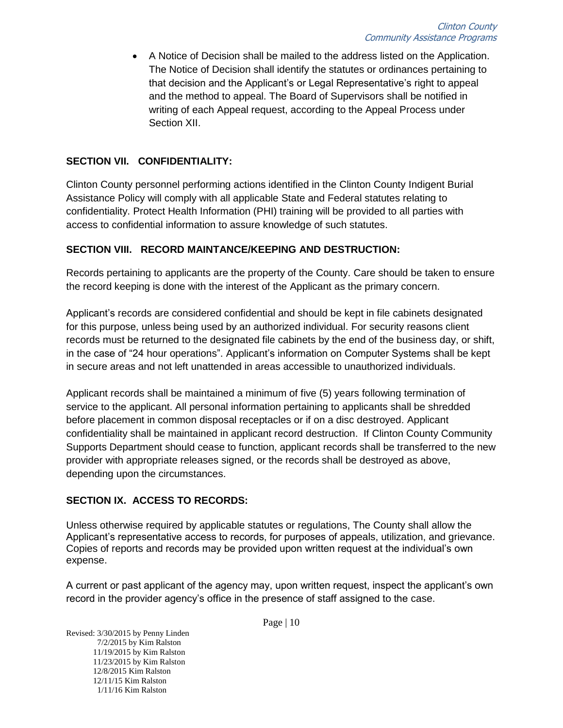- A Notice of Decision shall be mailed to the address listed on the Application. The Notice of Decision shall identify the statutes or ordinances pertaining to that decision and the Applicant's or Legal Representative's right to appeal and the method to appeal. The Board of Supervisors shall be notified in writing of each Appeal request, according to the Appeal Process under Section XII.

## SECTION VII. CONFIDENTIALITY:

Clinton County personnel performing actions identified in the Clinton County Indigent Burial Assistance Policy will comply with all applicable State and Federal statutes relating to confidentiality. Protect Health Information (PHI) training will be provided to all parties with access to confidential information to assure knowledge of such statutes.

## SECTION VIII. RECORD MAINTANCE/KEEPING AND DESTRUCTION:

Records pertaining to applicants are the property of the County. Care should be taken to ensure the record keeping is done with the interest of the Applicant as the primary concern.

Applicant's records are considered confidential and should be kept in file cabinets designated for this purpose, unless being used by an authorized individual. For security reasons client records must be returned to the designated file cabinets by the end of the business day, or shift, in the case of "24 hour operations". Applicant's information on Computer Systems shall be kept in secure areas and not left unattended in areas accessible to unauthorized individuals.

Applicant records shall be maintained a minimum of five (5) years following termination of service to the applicant. All personal information pertaining to applicants shall be shredded before placement in common disposal receptacles or if on a disc destroyed. Applicant confidentiality shall be maintained in applicant record destruction. If Clinton County Community Supports Department should cease to function, applicant records shall be transferred to the new provider with appropriate releases signed, or the records shall be destroyed as above, depending upon the circumstances.

## SECTION IX. ACCESS TO RECORDS:

Unless otherwise required by applicable statutes or regulations, The County shall allow the Applicant's representative access to records, for purposes of appeals, utilization, and grievance. Copies of reports and records may be provided upon written request at the individual's own expense.

A current or past applicant of the agency may, upon written request, inspect the applicant's own record in the provider agency's office in the presence of staff assigned to the case.

Revised: 3/30/2015 by Penny Linden
7/2/2015 by Kim Ralston
11/19/2015 by Kim Ralston
11/23/2015 by Kim Ralston
12/8/2015 Kim Ralston
12/11/15 Kim Ralston
1/11/16 Kim Ralston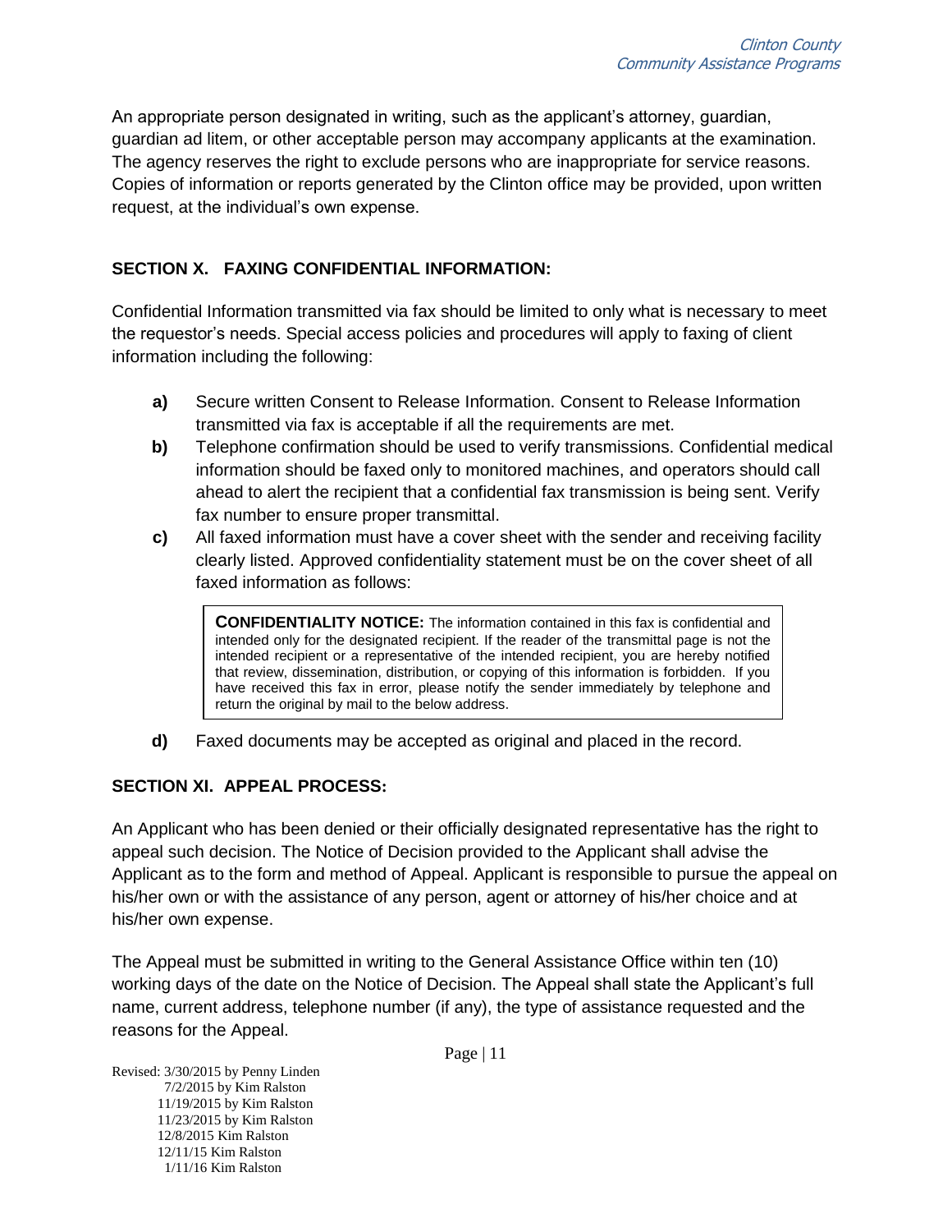An appropriate person designated in writing, such as the applicant's attorney, guardian, guardian ad litem, or other acceptable person may accompany applicants at the examination. The agency reserves the right to exclude persons who are inappropriate for service reasons. Copies of information or reports generated by the Clinton office may be provided, upon written request, at the individual's own expense.

## SECTION X. FAXING CONFIDENTIAL INFORMATION:

Confidential Information transmitted via fax should be limited to only what is necessary to meet the requestor's needs. Special access policies and procedures will apply to faxing of client information including the following:

**a)** Secure written Consent to Release Information. Consent to Release Information transmitted via fax is acceptable if all the requirements are met.

**b)** Telephone confirmation should be used to verify transmissions. Confidential medical information should be faxed only to monitored machines, and operators should call ahead to alert the recipient that a confidential fax transmission is being sent. Verify fax number to ensure proper transmittal.

**c)** All faxed information must have a cover sheet with the sender and receiving facility clearly listed. Approved confidentiality statement must be on the cover sheet of all faxed information as follows:

> **CONFIDENTIALITY NOTICE:** The information contained in this fax is confidential and intended only for the designated recipient. If the reader of the transmittal page is not the intended recipient or a representative of the intended recipient, you are hereby notified that review, dissemination, distribution, or copying of this information is forbidden. If you have received this fax in error, please notify the sender immediately by telephone and return the original by mail to the below address.

**d)** Faxed documents may be accepted as original and placed in the record.

## SECTION XI. APPEAL PROCESS:

An Applicant who has been denied or their officially designated representative has the right to appeal such decision. The Notice of Decision provided to the Applicant shall advise the Applicant as to the form and method of Appeal. Applicant is responsible to pursue the appeal on his/her own or with the assistance of any person, agent or attorney of his/her choice and at his/her own expense.

The Appeal must be submitted in writing to the General Assistance Office within ten (10) working days of the date on the Notice of Decision. The Appeal shall state the Applicant's full name, current address, telephone number (if any), the type of assistance requested and the reasons for the Appeal.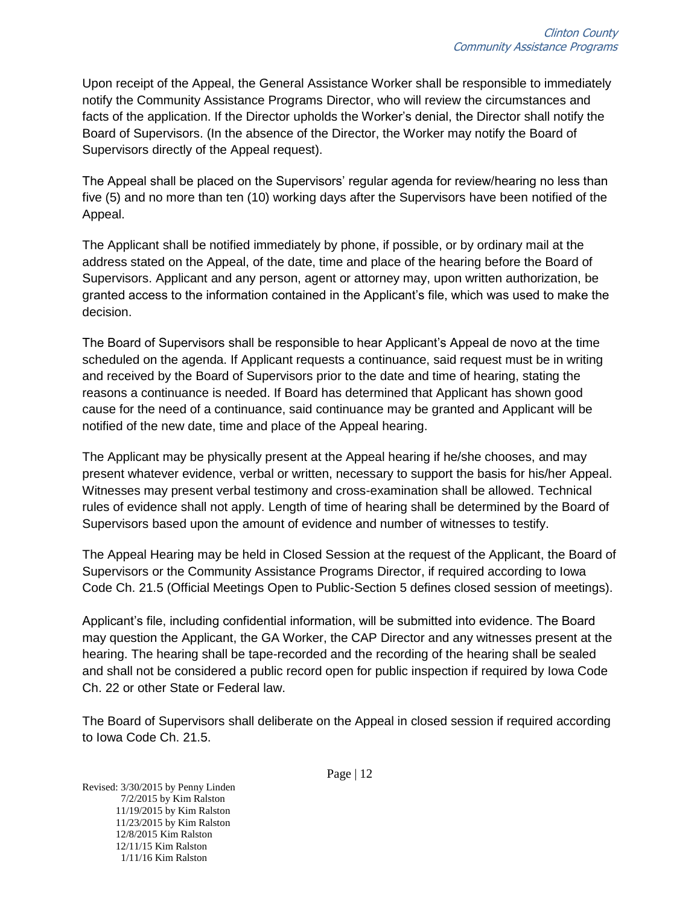Upon receipt of the Appeal, the General Assistance Worker shall be responsible to immediately notify the Community Assistance Programs Director, who will review the circumstances and facts of the application. If the Director upholds the Worker's denial, the Director shall notify the Board of Supervisors. (In the absence of the Director, the Worker may notify the Board of Supervisors directly of the Appeal request).

The Appeal shall be placed on the Supervisors' regular agenda for review/hearing no less than five (5) and no more than ten (10) working days after the Supervisors have been notified of the Appeal.

The Applicant shall be notified immediately by phone, if possible, or by ordinary mail at the address stated on the Appeal, of the date, time and place of the hearing before the Board of Supervisors. Applicant and any person, agent or attorney may, upon written authorization, be granted access to the information contained in the Applicant's file, which was used to make the decision.

The Board of Supervisors shall be responsible to hear Applicant's Appeal de novo at the time scheduled on the agenda. If Applicant requests a continuance, said request must be in writing and received by the Board of Supervisors prior to the date and time of hearing, stating the reasons a continuance is needed. If Board has determined that Applicant has shown good cause for the need of a continuance, said continuance may be granted and Applicant will be notified of the new date, time and place of the Appeal hearing.

The Applicant may be physically present at the Appeal hearing if he/she chooses, and may present whatever evidence, verbal or written, necessary to support the basis for his/her Appeal. Witnesses may present verbal testimony and cross-examination shall be allowed. Technical rules of evidence shall not apply. Length of time of hearing shall be determined by the Board of Supervisors based upon the amount of evidence and number of witnesses to testify.

The Appeal Hearing may be held in Closed Session at the request of the Applicant, the Board of Supervisors or the Community Assistance Programs Director, if required according to Iowa Code Ch. 21.5 (Official Meetings Open to Public-Section 5 defines closed session of meetings).

Applicant's file, including confidential information, will be submitted into evidence. The Board may question the Applicant, the GA Worker, the CAP Director and any witnesses present at the hearing. The hearing shall be tape-recorded and the recording of the hearing shall be sealed and shall not be considered a public record open for public inspection if required by Iowa Code Ch. 22 or other State or Federal law.

The Board of Supervisors shall deliberate on the Appeal in closed session if required according to Iowa Code Ch. 21.5.

Revised: 3/30/2015 by Penny Linden
7/2/2015 by Kim Ralston
11/19/2015 by Kim Ralston
11/23/2015 by Kim Ralston
12/8/2015 Kim Ralston
12/11/15 Kim Ralston
1/11/16 Kim Ralston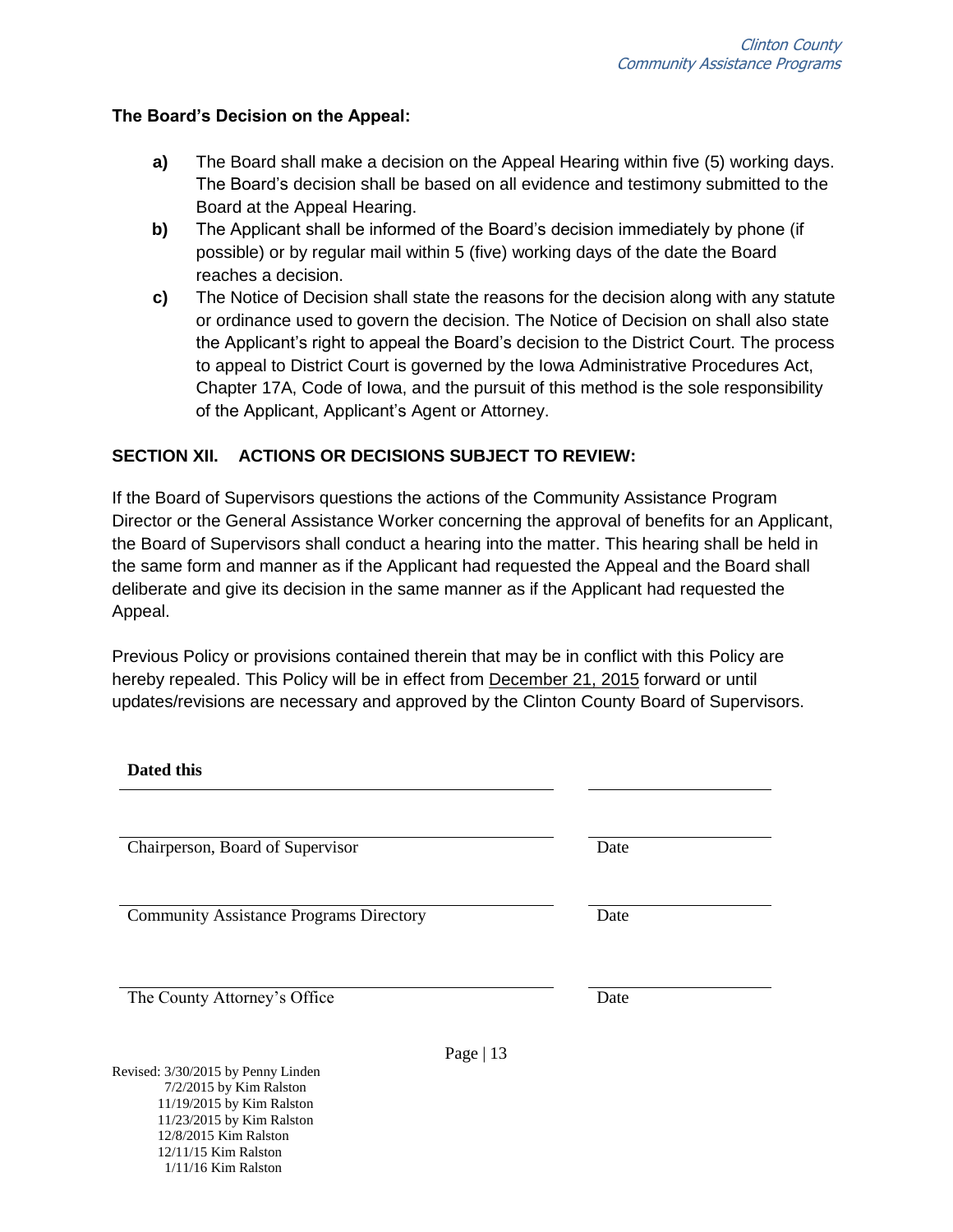**The Board's Decision on the Appeal:**

- **a)** The Board shall make a decision on the Appeal Hearing within five (5) working days. The Board's decision shall be based on all evidence and testimony submitted to the Board at the Appeal Hearing.
- **b)** The Applicant shall be informed of the Board's decision immediately by phone (if possible) or by regular mail within 5 (five) working days of the date the Board reaches a decision.
- **c)** The Notice of Decision shall state the reasons for the decision along with any statute or ordinance used to govern the decision. The Notice of Decision on shall also state the Applicant's right to appeal the Board's decision to the District Court. The process to appeal to District Court is governed by the Iowa Administrative Procedures Act, Chapter 17A, Code of Iowa, and the pursuit of this method is the sole responsibility of the Applicant, Applicant's Agent or Attorney.

**SECTION XII. ACTIONS OR DECISIONS SUBJECT TO REVIEW:**

If the Board of Supervisors questions the actions of the Community Assistance Program Director or the General Assistance Worker concerning the approval of benefits for an Applicant, the Board of Supervisors shall conduct a hearing into the matter. This hearing shall be held in the same form and manner as if the Applicant had requested the Appeal and the Board shall deliberate and give its decision in the same manner as if the Applicant had requested the Appeal.

Previous Policy or provisions contained therein that may be in conflict with this Policy are hereby repealed. This Policy will be in effect from December 21, 2015 forward or until updates/revisions are necessary and approved by the Clinton County Board of Supervisors.

**Dated this**

\_\_\_\_\_\_\_\_\_\_\_\_\_\_\_\_\_\_\_\_\_\_\_\_\_\_\_\_\_\_\_\_ \_\_\_\_\_\_\_\_\_\_\_\_\_\_\_\_

\_\_\_\_\_\_\_\_\_\_\_\_\_\_\_\_\_\_\_\_\_\_\_\_\_\_\_\_\_\_\_\_ \_\_\_\_\_\_\_\_\_\_\_\_\_\_\_\_
Chairperson, Board of Supervisor Date

\_\_\_\_\_\_\_\_\_\_\_\_\_\_\_\_\_\_\_\_\_\_\_\_\_\_\_\_\_\_\_\_ \_\_\_\_\_\_\_\_\_\_\_\_\_\_\_\_
Community Assistance Programs Directory Date

\_\_\_\_\_\_\_\_\_\_\_\_\_\_\_\_\_\_\_\_\_\_\_\_\_\_\_\_\_\_\_\_ \_\_\_\_\_\_\_\_\_\_\_\_\_\_\_\_
The County Attorney's Office Date

Revised: 3/30/2015 by Penny Linden
7/2/2015 by Kim Ralston
11/19/2015 by Kim Ralston
11/23/2015 by Kim Ralston
12/8/2015 Kim Ralston
12/11/15 Kim Ralston
1/11/16 Kim Ralston